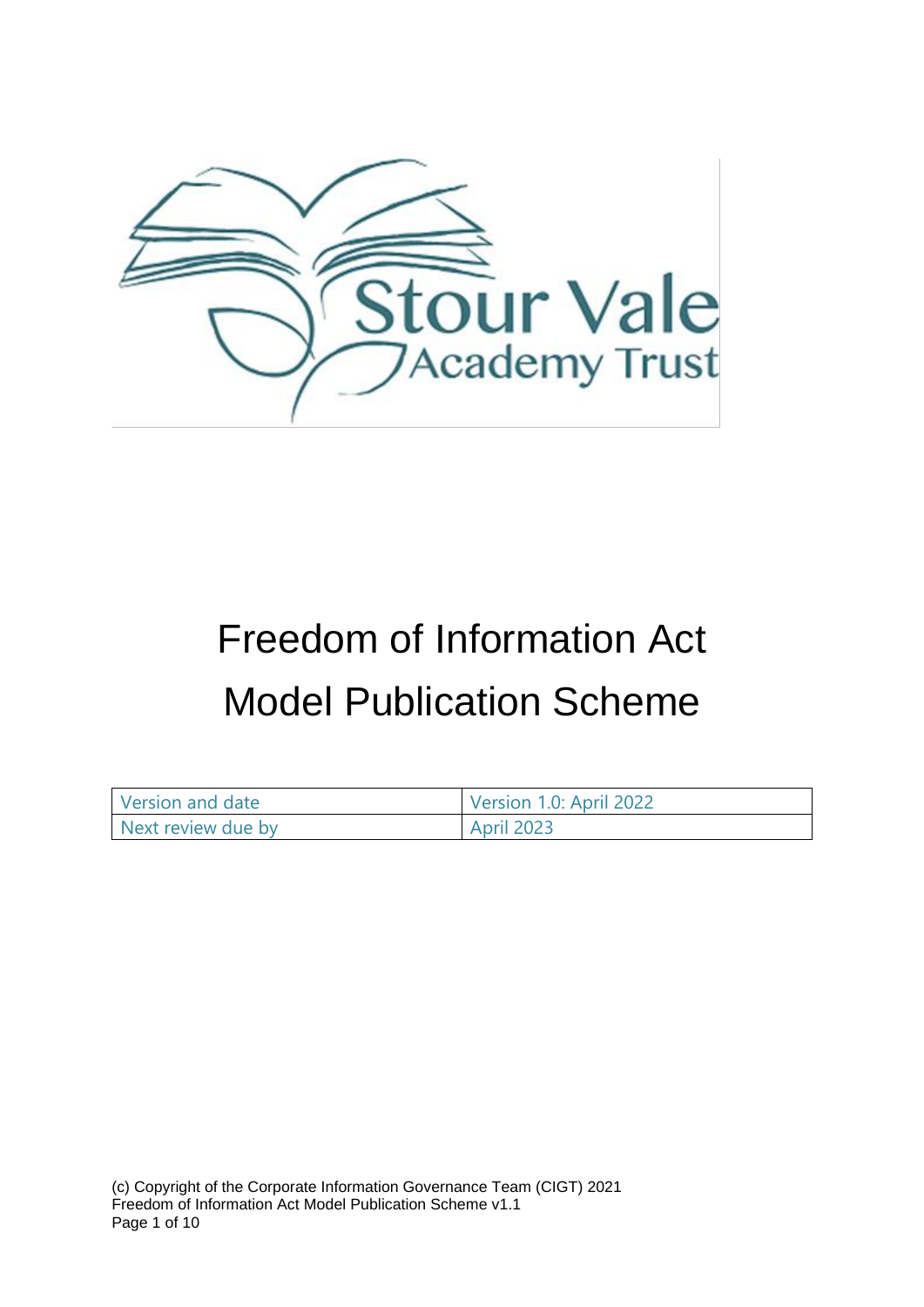# Freedom of Information Act Model Publication Scheme

| | |
|---|---|
| Version and date | Version 1.0: April 2022 |
| Next review due by | April 2023 |

(c) Copyright of the Corporate Information Governance Team (CIGT) 2021
Freedom of Information Act Model Publication Scheme v1.1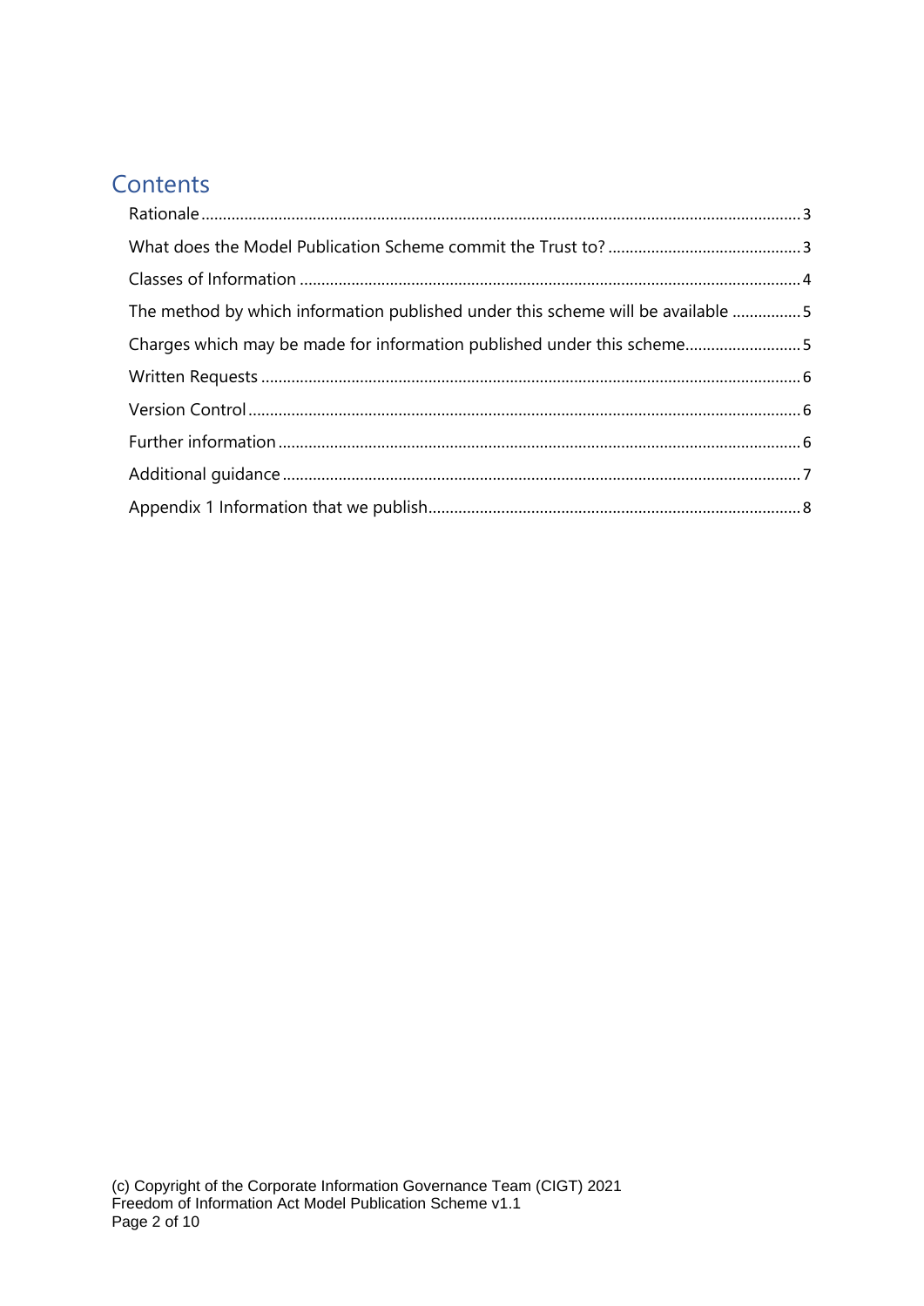## Contents

Rationale .......... 3

What does the Model Publication Scheme commit the Trust to? .......... 3

Classes of Information .......... 4

The method by which information published under this scheme will be available .......... 5

Charges which may be made for information published under this scheme .......... 5

Written Requests .......... 6

Version Control .......... 6

Further information .......... 6

Additional guidance .......... 7

Appendix 1 Information that we publish .......... 8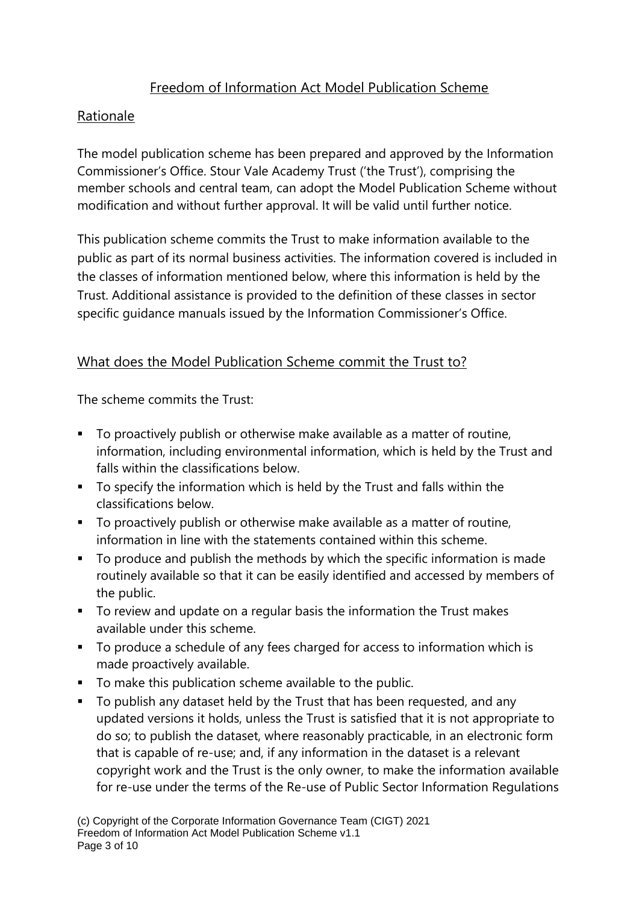## Freedom of Information Act Model Publication Scheme

### Rationale

The model publication scheme has been prepared and approved by the Information Commissioner's Office. Stour Vale Academy Trust ('the Trust'), comprising the member schools and central team, can adopt the Model Publication Scheme without modification and without further approval. It will be valid until further notice.

This publication scheme commits the Trust to make information available to the public as part of its normal business activities. The information covered is included in the classes of information mentioned below, where this information is held by the Trust. Additional assistance is provided to the definition of these classes in sector specific guidance manuals issued by the Information Commissioner's Office.

### What does the Model Publication Scheme commit the Trust to?

The scheme commits the Trust:

- To proactively publish or otherwise make available as a matter of routine, information, including environmental information, which is held by the Trust and falls within the classifications below.
- To specify the information which is held by the Trust and falls within the classifications below.
- To proactively publish or otherwise make available as a matter of routine, information in line with the statements contained within this scheme.
- To produce and publish the methods by which the specific information is made routinely available so that it can be easily identified and accessed by members of the public.
- To review and update on a regular basis the information the Trust makes available under this scheme.
- To produce a schedule of any fees charged for access to information which is made proactively available.
- To make this publication scheme available to the public.
- To publish any dataset held by the Trust that has been requested, and any updated versions it holds, unless the Trust is satisfied that it is not appropriate to do so; to publish the dataset, where reasonably practicable, in an electronic form that is capable of re-use; and, if any information in the dataset is a relevant copyright work and the Trust is the only owner, to make the information available for re-use under the terms of the Re-use of Public Sector Information Regulations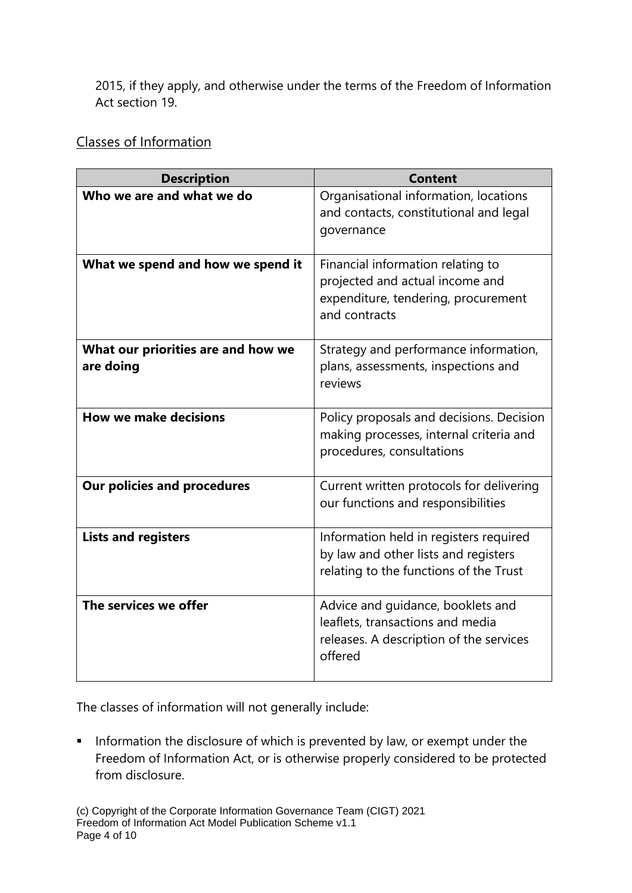2015, if they apply, and otherwise under the terms of the Freedom of Information Act section 19.

## Classes of Information

| Description | Content |
|---|---|
| **Who we are and what we do** | Organisational information, locations and contacts, constitutional and legal governance |
| **What we spend and how we spend it** | Financial information relating to projected and actual income and expenditure, tendering, procurement and contracts |
| **What our priorities are and how we are doing** | Strategy and performance information, plans, assessments, inspections and reviews |
| **How we make decisions** | Policy proposals and decisions. Decision making processes, internal criteria and procedures, consultations |
| **Our policies and procedures** | Current written protocols for delivering our functions and responsibilities |
| **Lists and registers** | Information held in registers required by law and other lists and registers relating to the functions of the Trust |
| **The services we offer** | Advice and guidance, booklets and leaflets, transactions and media releases. A description of the services offered |

The classes of information will not generally include:

- Information the disclosure of which is prevented by law, or exempt under the Freedom of Information Act, or is otherwise properly considered to be protected from disclosure.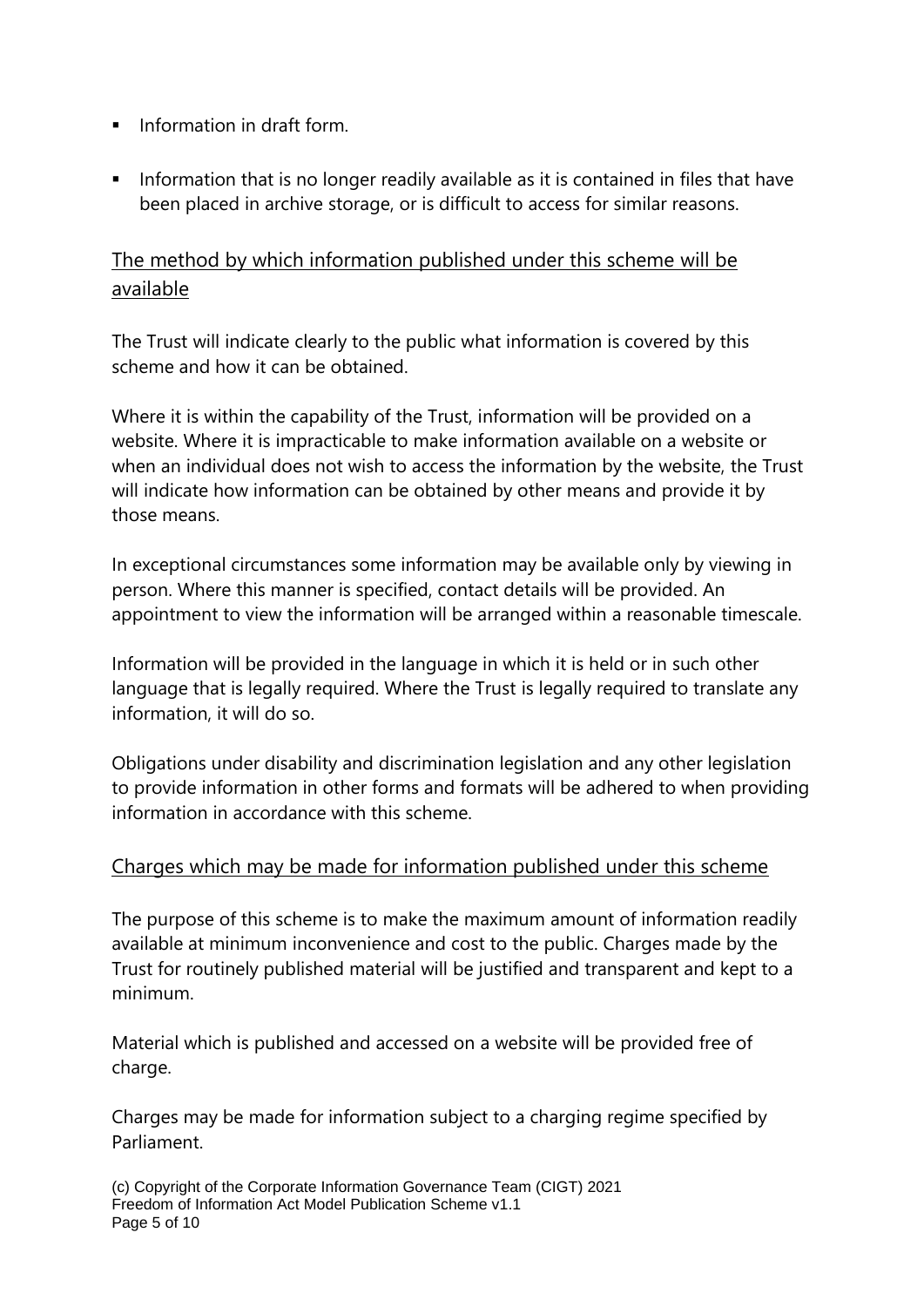- Information in draft form.
- Information that is no longer readily available as it is contained in files that have been placed in archive storage, or is difficult to access for similar reasons.

## The method by which information published under this scheme will be available

The Trust will indicate clearly to the public what information is covered by this scheme and how it can be obtained.

Where it is within the capability of the Trust, information will be provided on a website. Where it is impracticable to make information available on a website or when an individual does not wish to access the information by the website, the Trust will indicate how information can be obtained by other means and provide it by those means.

In exceptional circumstances some information may be available only by viewing in person. Where this manner is specified, contact details will be provided. An appointment to view the information will be arranged within a reasonable timescale.

Information will be provided in the language in which it is held or in such other language that is legally required. Where the Trust is legally required to translate any information, it will do so.

Obligations under disability and discrimination legislation and any other legislation to provide information in other forms and formats will be adhered to when providing information in accordance with this scheme.

## Charges which may be made for information published under this scheme

The purpose of this scheme is to make the maximum amount of information readily available at minimum inconvenience and cost to the public. Charges made by the Trust for routinely published material will be justified and transparent and kept to a minimum.

Material which is published and accessed on a website will be provided free of charge.

Charges may be made for information subject to a charging regime specified by Parliament.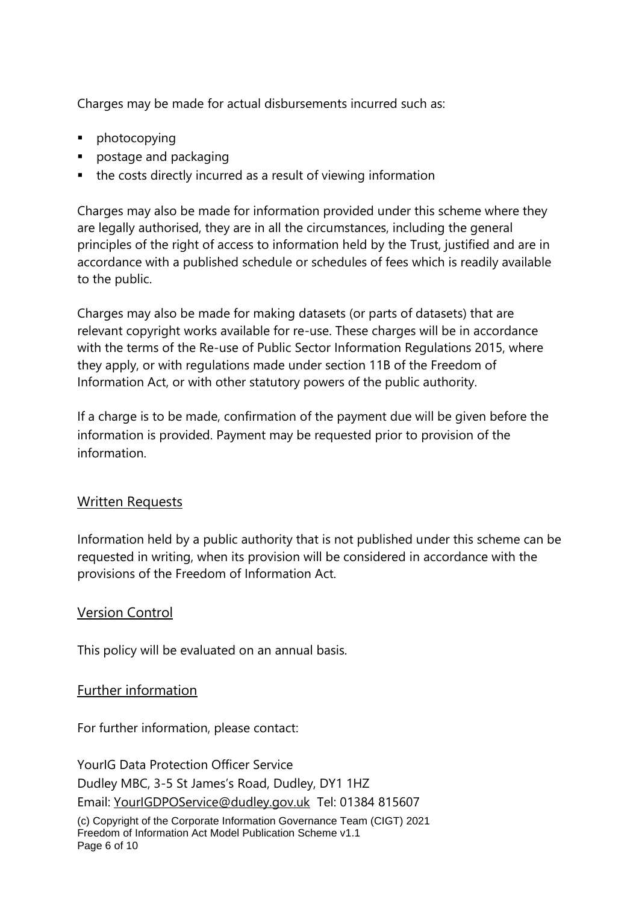Charges may be made for actual disbursements incurred such as:

- photocopying
- postage and packaging
- the costs directly incurred as a result of viewing information

Charges may also be made for information provided under this scheme where they are legally authorised, they are in all the circumstances, including the general principles of the right of access to information held by the Trust, justified and are in accordance with a published schedule or schedules of fees which is readily available to the public.

Charges may also be made for making datasets (or parts of datasets) that are relevant copyright works available for re-use. These charges will be in accordance with the terms of the Re-use of Public Sector Information Regulations 2015, where they apply, or with regulations made under section 11B of the Freedom of Information Act, or with other statutory powers of the public authority.

If a charge is to be made, confirmation of the payment due will be given before the information is provided. Payment may be requested prior to provision of the information.

## Written Requests

Information held by a public authority that is not published under this scheme can be requested in writing, when its provision will be considered in accordance with the provisions of the Freedom of Information Act.

## Version Control

This policy will be evaluated on an annual basis.

## Further information

For further information, please contact:

YourIG Data Protection Officer Service
Dudley MBC, 3-5 St James's Road, Dudley, DY1 1HZ
Email: YourIGDPOService@dudley.gov.uk Tel: 01384 815607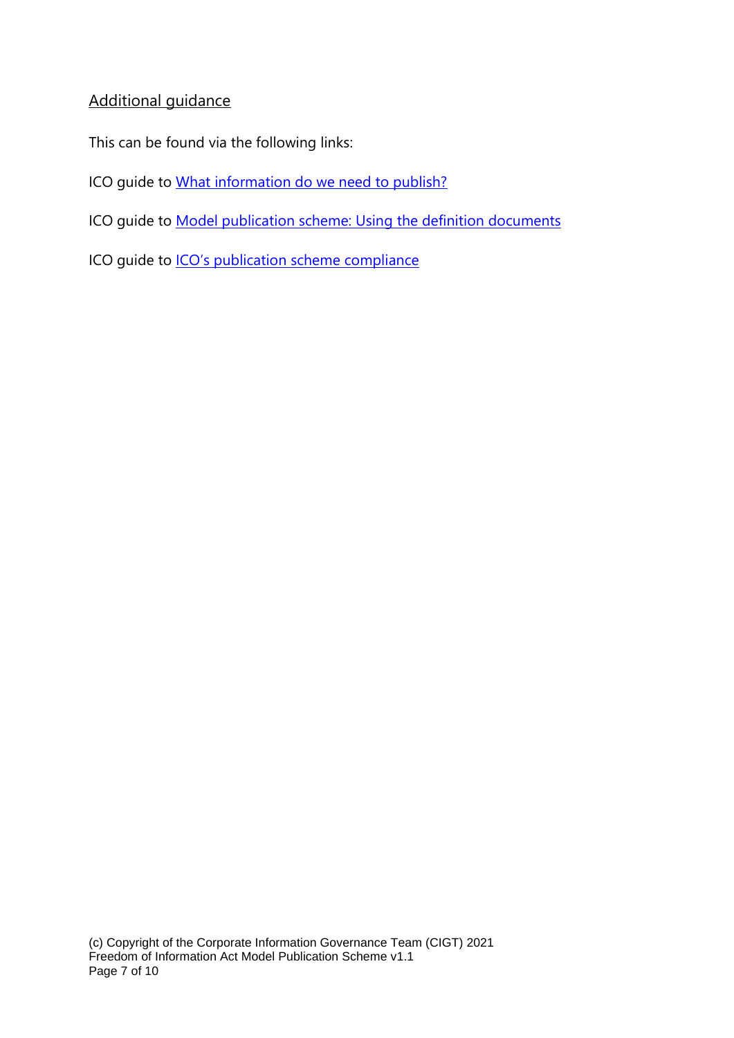## Additional guidance

This can be found via the following links:

ICO guide to What information do we need to publish?

ICO guide to Model publication scheme: Using the definition documents

ICO guide to ICO's publication scheme compliance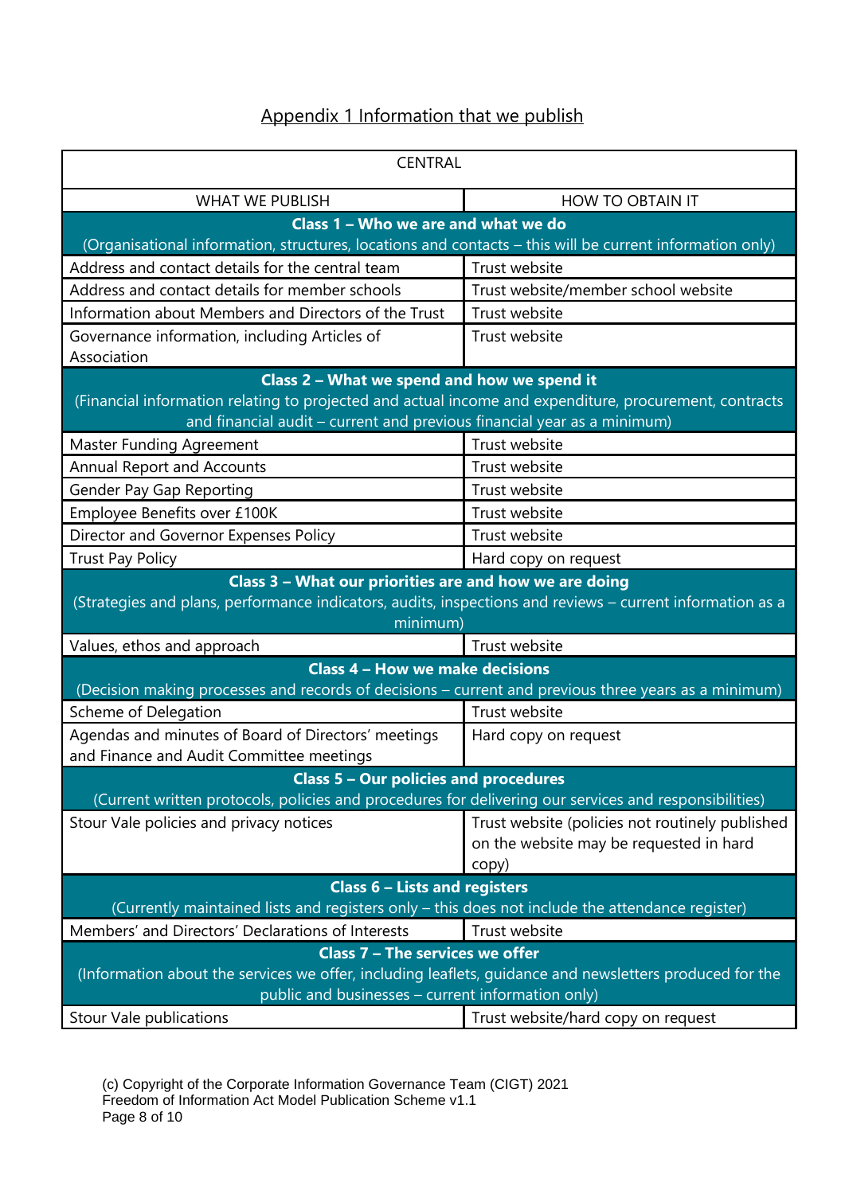## Appendix 1 Information that we publish

| CENTRAL | |
|---|---|
| WHAT WE PUBLISH | HOW TO OBTAIN IT |
| **Class 1 – Who we are and what we do** (Organisational information, structures, locations and contacts – this will be current information only) | |
| Address and contact details for the central team | Trust website |
| Address and contact details for member schools | Trust website/member school website |
| Information about Members and Directors of the Trust | Trust website |
| Governance information, including Articles of Association | Trust website |
| **Class 2 – What we spend and how we spend it** (Financial information relating to projected and actual income and expenditure, procurement, contracts and financial audit – current and previous financial year as a minimum) | |
| Master Funding Agreement | Trust website |
| Annual Report and Accounts | Trust website |
| Gender Pay Gap Reporting | Trust website |
| Employee Benefits over £100K | Trust website |
| Director and Governor Expenses Policy | Trust website |
| Trust Pay Policy | Hard copy on request |
| **Class 3 – What our priorities are and how we are doing** (Strategies and plans, performance indicators, audits, inspections and reviews – current information as a minimum) | |
| Values, ethos and approach | Trust website |
| **Class 4 – How we make decisions** (Decision making processes and records of decisions – current and previous three years as a minimum) | |
| Scheme of Delegation | Trust website |
| Agendas and minutes of Board of Directors' meetings and Finance and Audit Committee meetings | Hard copy on request |
| **Class 5 – Our policies and procedures** (Current written protocols, policies and procedures for delivering our services and responsibilities) | |
| Stour Vale policies and privacy notices | Trust website (policies not routinely published on the website may be requested in hard copy) |
| **Class 6 – Lists and registers** (Currently maintained lists and registers only – this does not include the attendance register) | |
| Members' and Directors' Declarations of Interests | Trust website |
| **Class 7 – The services we offer** (Information about the services we offer, including leaflets, guidance and newsletters produced for the public and businesses – current information only) | |
| Stour Vale publications | Trust website/hard copy on request |

(c) Copyright of the Corporate Information Governance Team (CIGT) 2021
Freedom of Information Act Model Publication Scheme v1.1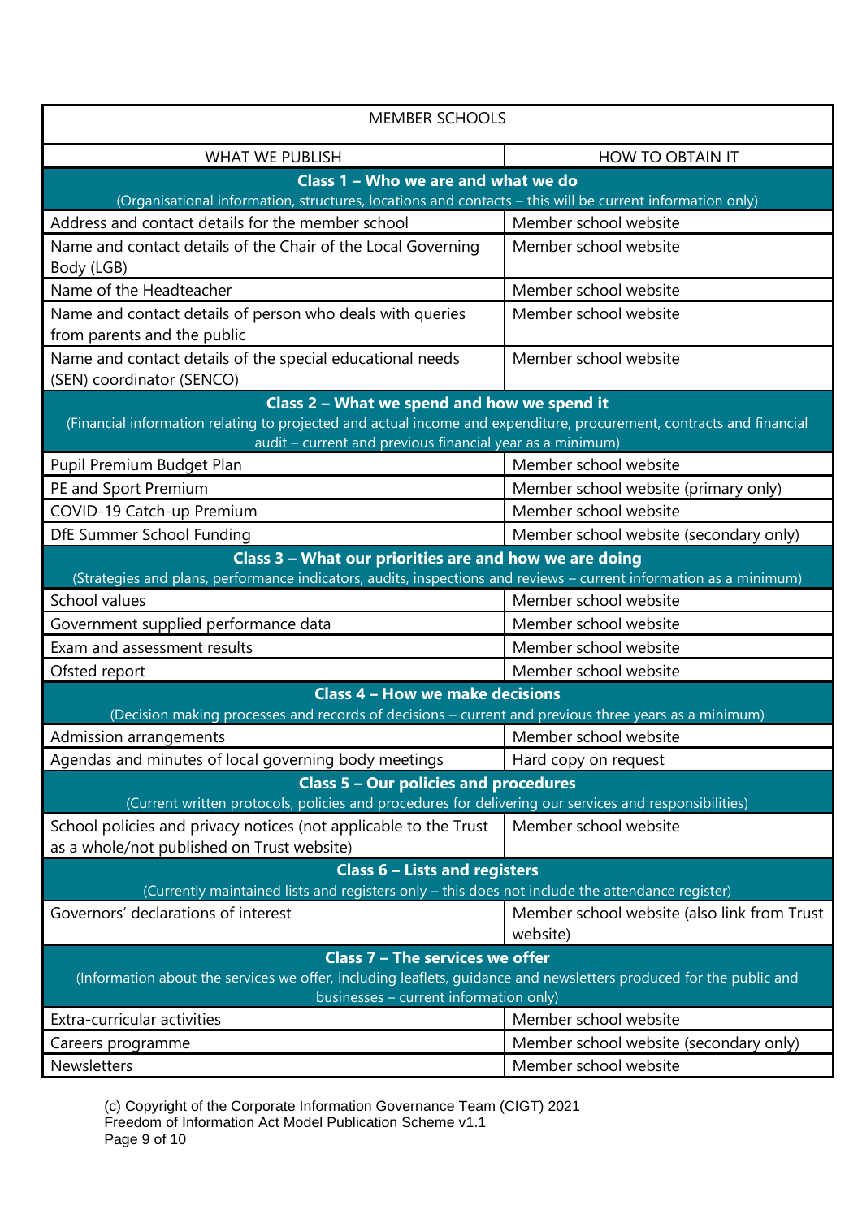| MEMBER SCHOOLS | |
|---|---|
| WHAT WE PUBLISH | HOW TO OBTAIN IT |
| **Class 1 – Who we are and what we do** (Organisational information, structures, locations and contacts – this will be current information only) | |
| Address and contact details for the member school | Member school website |
| Name and contact details of the Chair of the Local Governing Body (LGB) | Member school website |
| Name of the Headteacher | Member school website |
| Name and contact details of person who deals with queries from parents and the public | Member school website |
| Name and contact details of the special educational needs (SEN) coordinator (SENCO) | Member school website |
| **Class 2 – What we spend and how we spend it** (Financial information relating to projected and actual income and expenditure, procurement, contracts and financial audit – current and previous financial year as a minimum) | |
| Pupil Premium Budget Plan | Member school website |
| PE and Sport Premium | Member school website (primary only) |
| COVID-19 Catch-up Premium | Member school website |
| DfE Summer School Funding | Member school website (secondary only) |
| **Class 3 – What our priorities are and how we are doing** (Strategies and plans, performance indicators, audits, inspections and reviews – current information as a minimum) | |
| School values | Member school website |
| Government supplied performance data | Member school website |
| Exam and assessment results | Member school website |
| Ofsted report | Member school website |
| **Class 4 – How we make decisions** (Decision making processes and records of decisions – current and previous three years as a minimum) | |
| Admission arrangements | Member school website |
| Agendas and minutes of local governing body meetings | Hard copy on request |
| **Class 5 – Our policies and procedures** (Current written protocols, policies and procedures for delivering our services and responsibilities) | |
| School policies and privacy notices (not applicable to the Trust as a whole/not published on Trust website) | Member school website |
| **Class 6 – Lists and registers** (Currently maintained lists and registers only – this does not include the attendance register) | |
| Governors' declarations of interest | Member school website (also link from Trust website) |
| **Class 7 – The services we offer** (Information about the services we offer, including leaflets, guidance and newsletters produced for the public and businesses – current information only) | |
| Extra-curricular activities | Member school website |
| Careers programme | Member school website (secondary only) |
| Newsletters | Member school website |

(c) Copyright of the Corporate Information Governance Team (CIGT) 2021
Freedom of Information Act Model Publication Scheme v1.1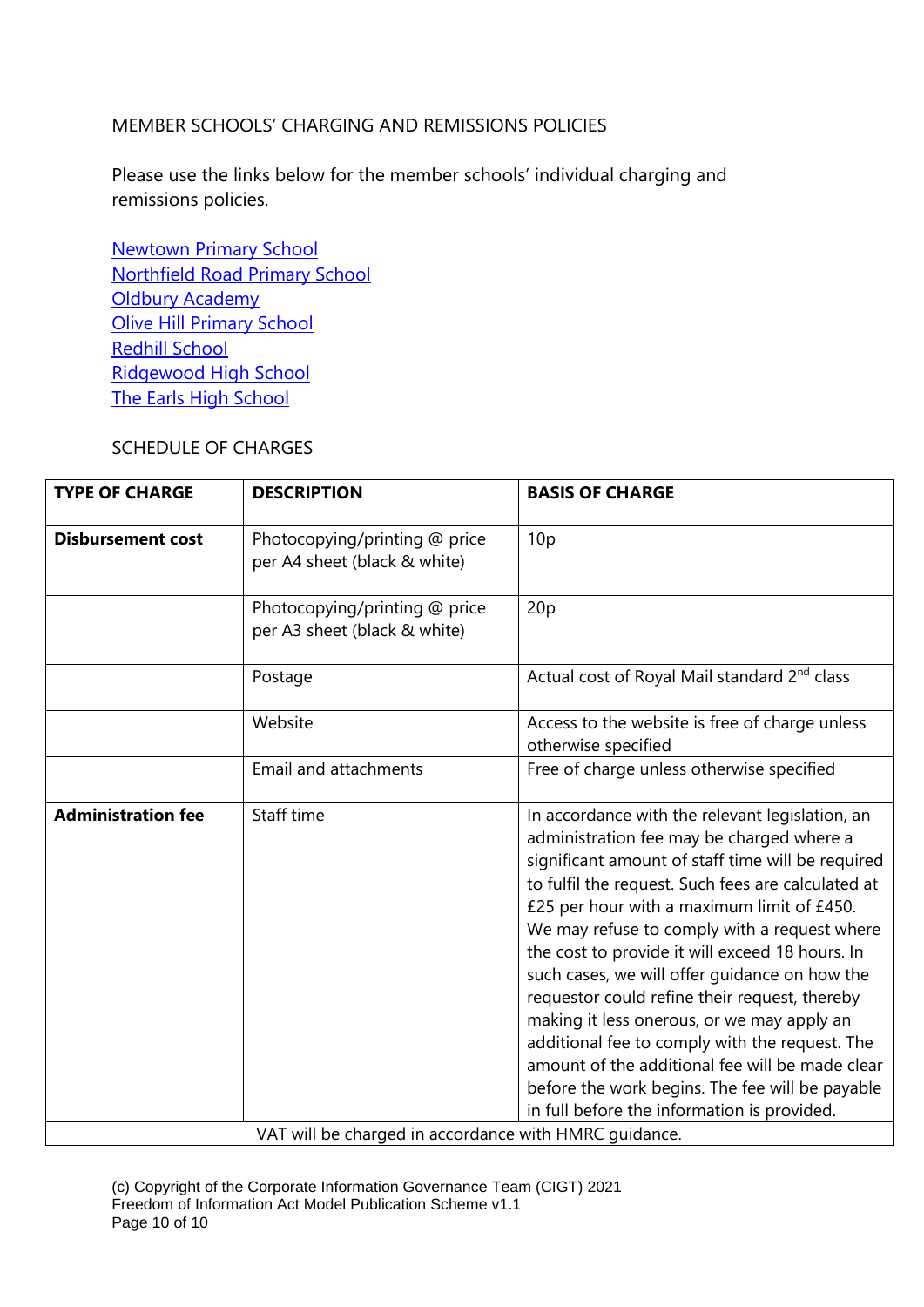MEMBER SCHOOLS' CHARGING AND REMISSIONS POLICIES

Please use the links below for the member schools' individual charging and remissions policies.

[Newtown Primary School]
[Northfield Road Primary School]
[Oldbury Academy]
[Olive Hill Primary School]
[Redhill School]
[Ridgewood High School]
[The Earls High School]

SCHEDULE OF CHARGES

| TYPE OF CHARGE | DESCRIPTION | BASIS OF CHARGE |
|---|---|---|
| **Disbursement cost** | Photocopying/printing @ price per A4 sheet (black & white) | 10p |
| | Photocopying/printing @ price per A3 sheet (black & white) | 20p |
| | Postage | Actual cost of Royal Mail standard 2nd class |
| | Website | Access to the website is free of charge unless otherwise specified |
| | Email and attachments | Free of charge unless otherwise specified |
| **Administration fee** | Staff time | In accordance with the relevant legislation, an administration fee may be charged where a significant amount of staff time will be required to fulfil the request. Such fees are calculated at £25 per hour with a maximum limit of £450. We may refuse to comply with a request where the cost to provide it will exceed 18 hours. In such cases, we will offer guidance on how the requestor could refine their request, thereby making it less onerous, or we may apply an additional fee to comply with the request. The amount of the additional fee will be made clear before the work begins. The fee will be payable in full before the information is provided. |
| VAT will be charged in accordance with HMRC guidance. | | |

(c) Copyright of the Corporate Information Governance Team (CIGT) 2021
Freedom of Information Act Model Publication Scheme v1.1